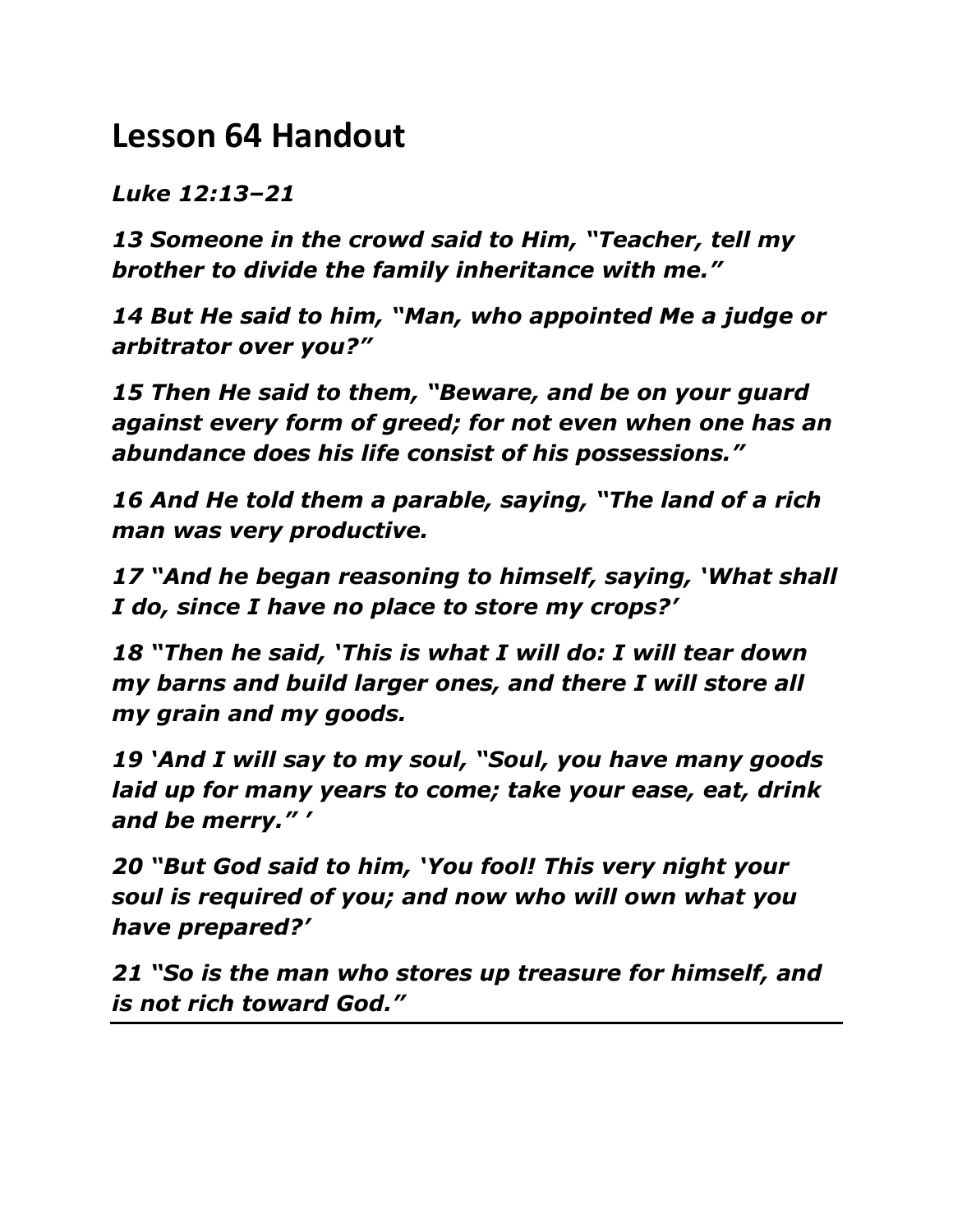# Lesson 64 Handout

***Luke 12:13–21***

***13 Someone in the crowd said to Him, "Teacher, tell my brother to divide the family inheritance with me."***

***14 But He said to him, "Man, who appointed Me a judge or arbitrator over you?"***

***15 Then He said to them, "Beware, and be on your guard against every form of greed; for not even when one has an abundance does his life consist of his possessions."***

***16 And He told them a parable, saying, "The land of a rich man was very productive.***

***17 "And he began reasoning to himself, saying, 'What shall I do, since I have no place to store my crops?'***

***18 "Then he said, 'This is what I will do: I will tear down my barns and build larger ones, and there I will store all my grain and my goods.***

***19 'And I will say to my soul, "Soul, you have many goods laid up for many years to come; take your ease, eat, drink and be merry." '***

***20 "But God said to him, 'You fool! This very night your soul is required of you; and now who will own what you have prepared?'***

***21 "So is the man who stores up treasure for himself, and is not rich toward God."***

---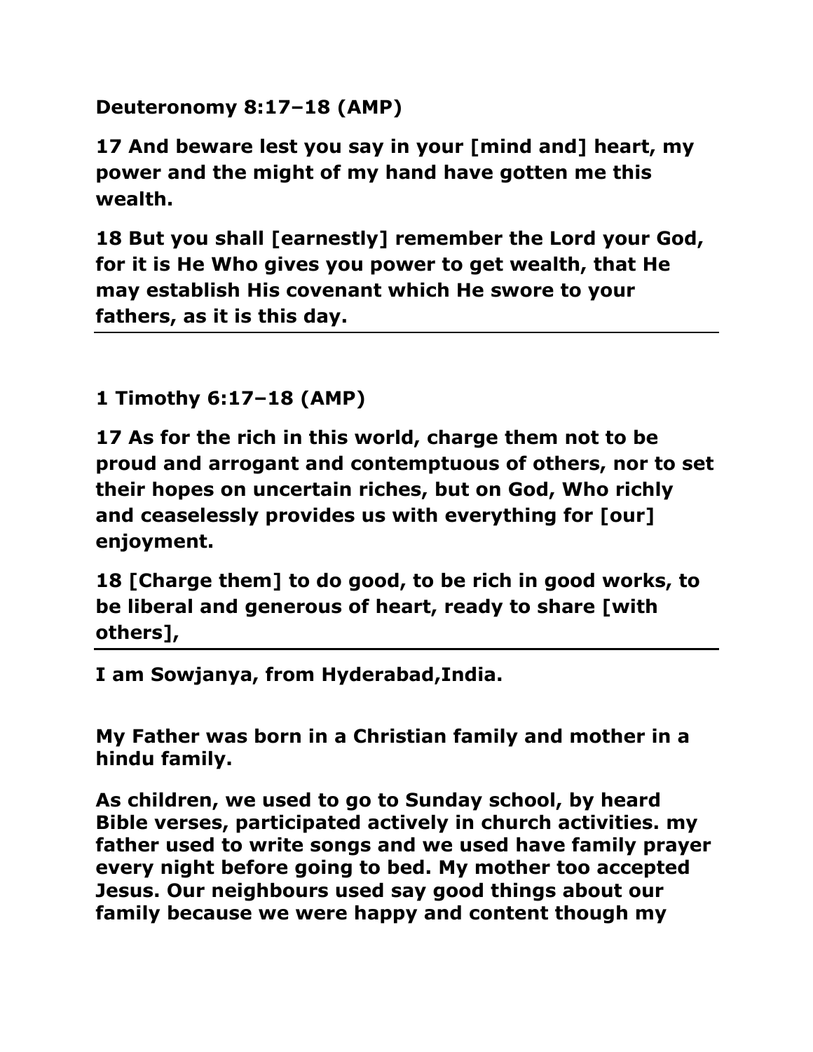**Deuteronomy 8:17–18 (AMP)**

**17 And beware lest you say in your [mind and] heart, my power and the might of my hand have gotten me this wealth.**

**18 But you shall [earnestly] remember the Lord your God, for it is He Who gives you power to get wealth, that He may establish His covenant which He swore to your fathers, as it is this day.**

---

**1 Timothy 6:17–18 (AMP)**

**17 As for the rich in this world, charge them not to be proud and arrogant and contemptuous of others, nor to set their hopes on uncertain riches, but on God, Who richly and ceaselessly provides us with everything for [our] enjoyment.**

**18 [Charge them] to do good, to be rich in good works, to be liberal and generous of heart, ready to share [with others],**

---

**I am Sowjanya, from Hyderabad,India.**

**My Father was born in a Christian family and mother in a hindu family.**

**As children, we used to go to Sunday school, by heard Bible verses, participated actively in church activities. my father used to write songs and we used have family prayer every night before going to bed. My mother too accepted Jesus. Our neighbours used say good things about our family because we were happy and content though my**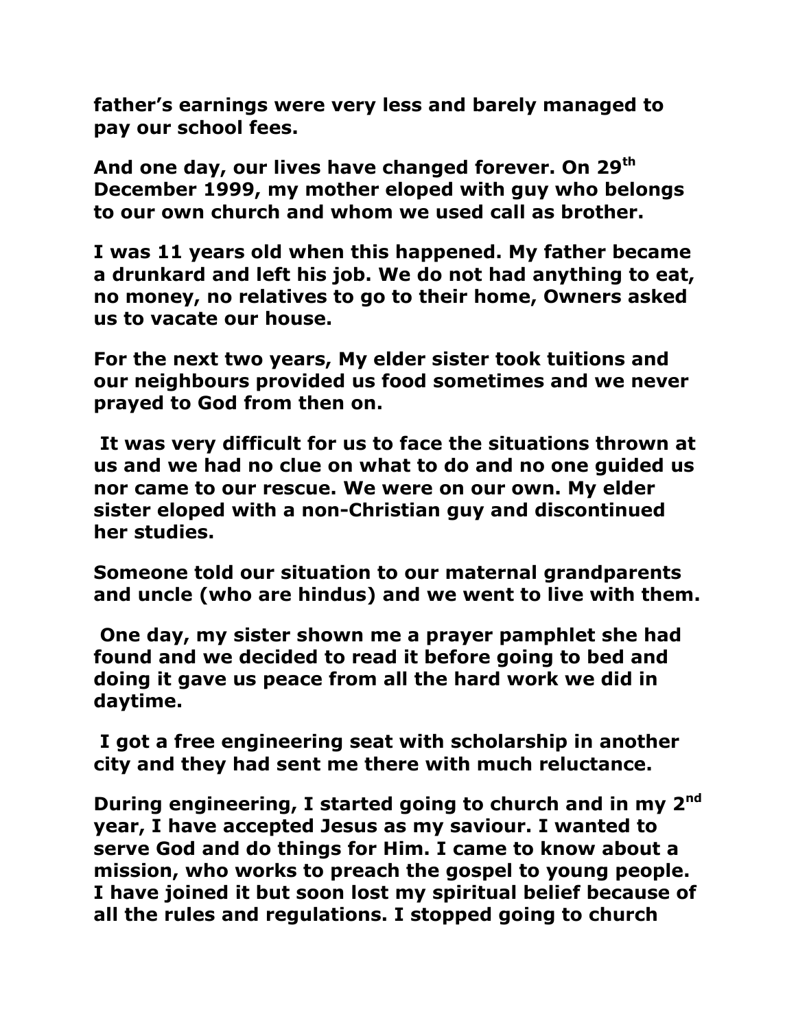**father's earnings were very less and barely managed to pay our school fees.**

**And one day, our lives have changed forever. On 29th December 1999, my mother eloped with guy who belongs to our own church and whom we used call as brother.**

**I was 11 years old when this happened. My father became a drunkard and left his job. We do not had anything to eat, no money, no relatives to go to their home, Owners asked us to vacate our house.**

**For the next two years, My elder sister took tuitions and our neighbours provided us food sometimes and we never prayed to God from then on.**

**It was very difficult for us to face the situations thrown at us and we had no clue on what to do and no one guided us nor came to our rescue. We were on our own. My elder sister eloped with a non-Christian guy and discontinued her studies.**

**Someone told our situation to our maternal grandparents and uncle (who are hindus) and we went to live with them.**

**One day, my sister shown me a prayer pamphlet she had found and we decided to read it before going to bed and doing it gave us peace from all the hard work we did in daytime.**

**I got a free engineering seat with scholarship in another city and they had sent me there with much reluctance.**

**During engineering, I started going to church and in my 2nd year, I have accepted Jesus as my saviour. I wanted to serve God and do things for Him. I came to know about a mission, who works to preach the gospel to young people. I have joined it but soon lost my spiritual belief because of all the rules and regulations. I stopped going to church**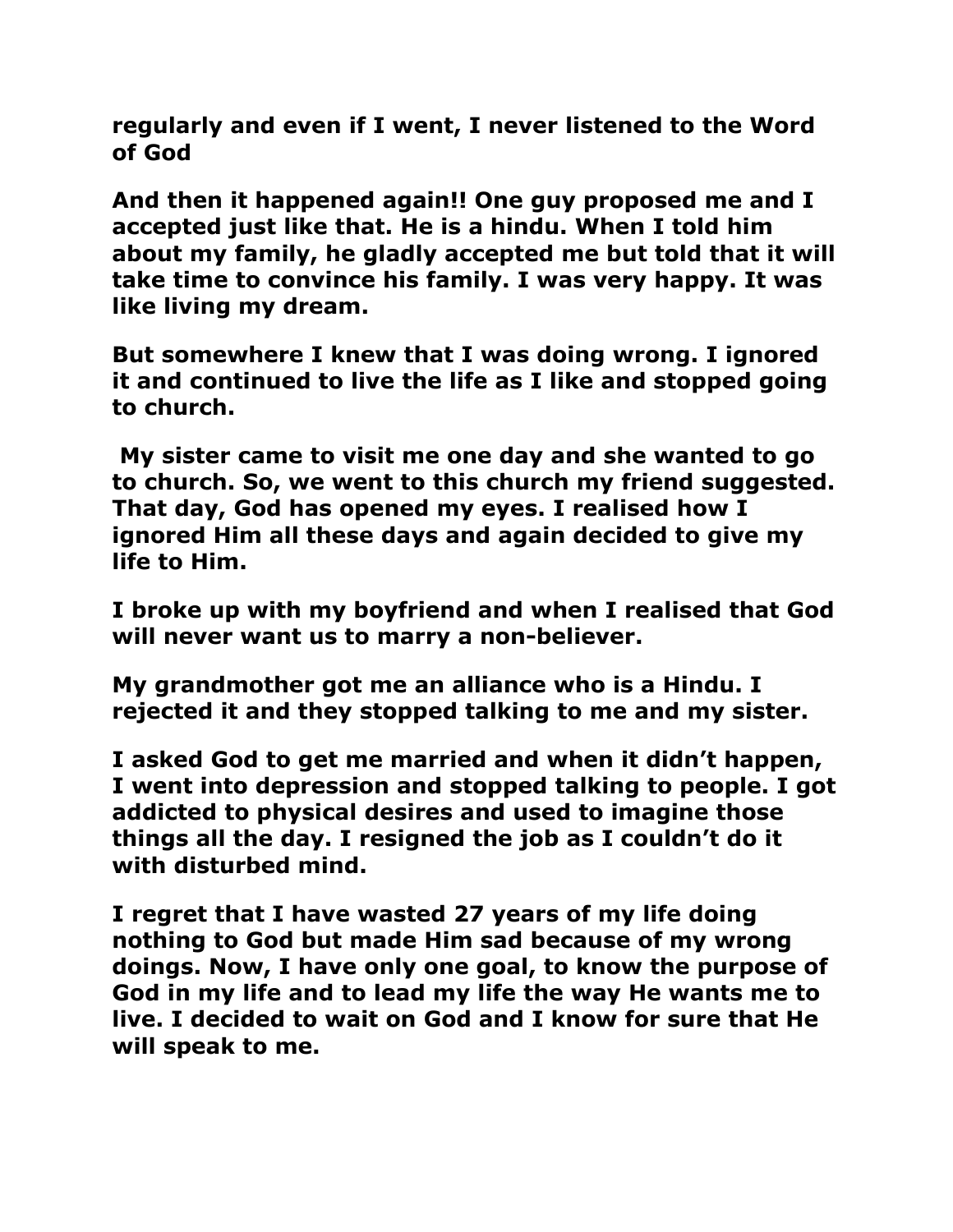**regularly and even if I went, I never listened to the Word of God**

**And then it happened again!! One guy proposed me and I accepted just like that. He is a hindu. When I told him about my family, he gladly accepted me but told that it will take time to convince his family. I was very happy. It was like living my dream.**

**But somewhere I knew that I was doing wrong. I ignored it and continued to live the life as I like and stopped going to church.**

**My sister came to visit me one day and she wanted to go to church. So, we went to this church my friend suggested. That day, God has opened my eyes. I realised how I ignored Him all these days and again decided to give my life to Him.**

**I broke up with my boyfriend and when I realised that God will never want us to marry a non-believer.**

**My grandmother got me an alliance who is a Hindu. I rejected it and they stopped talking to me and my sister.**

**I asked God to get me married and when it didn't happen, I went into depression and stopped talking to people. I got addicted to physical desires and used to imagine those things all the day. I resigned the job as I couldn't do it with disturbed mind.**

**I regret that I have wasted 27 years of my life doing nothing to God but made Him sad because of my wrong doings. Now, I have only one goal, to know the purpose of God in my life and to lead my life the way He wants me to live. I decided to wait on God and I know for sure that He will speak to me.**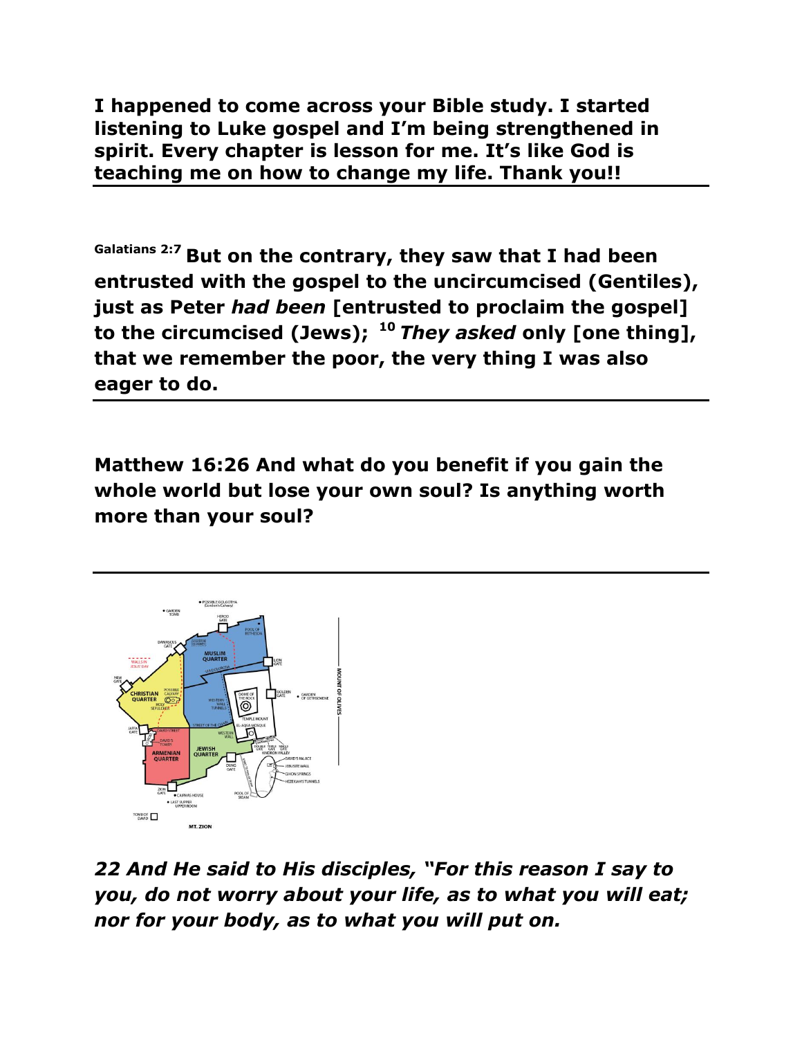**I happened to come across your Bible study. I started listening to Luke gospel and I'm being strengthened in spirit. Every chapter is lesson for me. It's like God is teaching me on how to change my life. Thank you!!**

---

**Galatians 2:7 But on the contrary, they saw that I had been entrusted with the gospel to the uncircumcised (Gentiles), just as Peter *had been* [entrusted to proclaim the gospel] to the circumcised (Jews); [10] *They asked* only [one thing], that we remember the poor, the very thing I was also eager to do.**

---

**Matthew 16:26 And what do you benefit if you gain the whole world but lose your own soul? Is anything worth more than your soul?**

---

***22 And He said to His disciples, "For this reason I say to you, do not worry about your life, as to what you will eat; nor for your body, as to what you will put on.***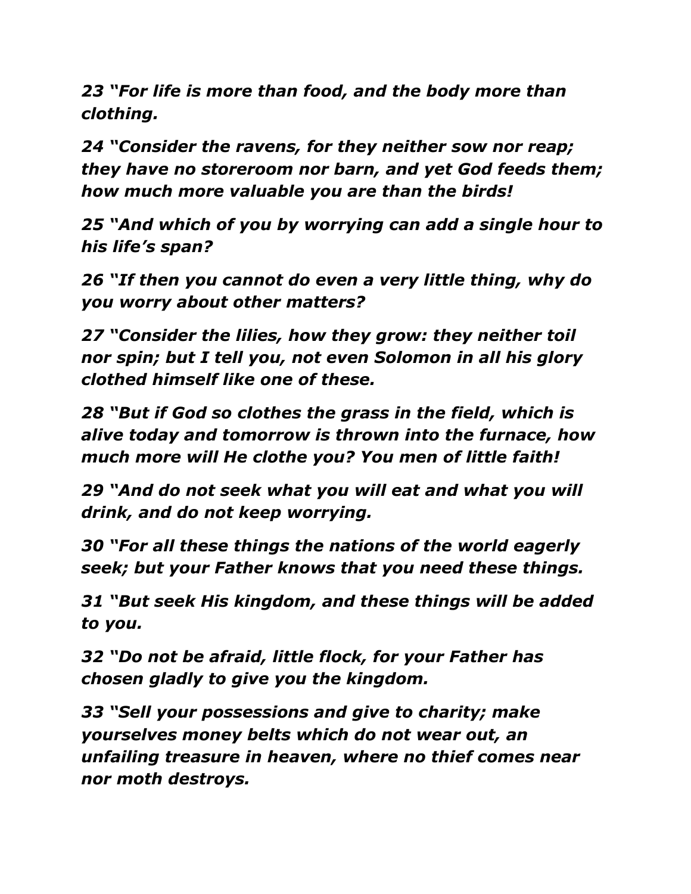***23 "For life is more than food, and the body more than clothing.***

***24 "Consider the ravens, for they neither sow nor reap; they have no storeroom nor barn, and yet God feeds them; how much more valuable you are than the birds!***

***25 "And which of you by worrying can add a single hour to his life's span?***

***26 "If then you cannot do even a very little thing, why do you worry about other matters?***

***27 "Consider the lilies, how they grow: they neither toil nor spin; but I tell you, not even Solomon in all his glory clothed himself like one of these.***

***28 "But if God so clothes the grass in the field, which is alive today and tomorrow is thrown into the furnace, how much more will He clothe you? You men of little faith!***

***29 "And do not seek what you will eat and what you will drink, and do not keep worrying.***

***30 "For all these things the nations of the world eagerly seek; but your Father knows that you need these things.***

***31 "But seek His kingdom, and these things will be added to you.***

***32 "Do not be afraid, little flock, for your Father has chosen gladly to give you the kingdom.***

***33 "Sell your possessions and give to charity; make yourselves money belts which do not wear out, an unfailing treasure in heaven, where no thief comes near nor moth destroys.***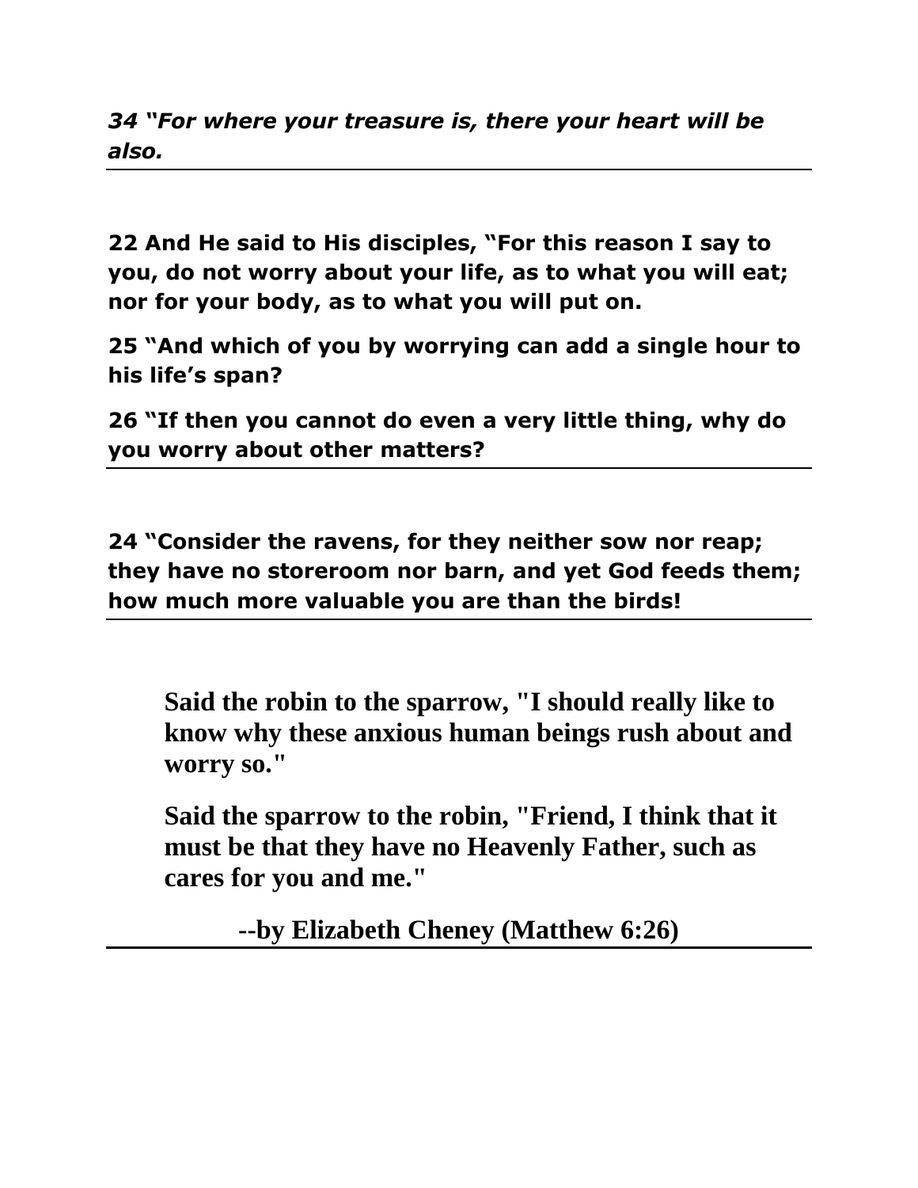*34 "For where your treasure is, there your heart will be also.*

---

**22 And He said to His disciples, "For this reason I say to you, do not worry about your life, as to what you will eat; nor for your body, as to what you will put on.**

**25 "And which of you by worrying can add a single hour to his life's span?**

**26 "If then you cannot do even a very little thing, why do you worry about other matters?**

---

**24 "Consider the ravens, for they neither sow nor reap; they have no storeroom nor barn, and yet God feeds them; how much more valuable you are than the birds!**

---

**Said the robin to the sparrow, "I should really like to know why these anxious human beings rush about and worry so."**

**Said the sparrow to the robin, "Friend, I think that it must be that they have no Heavenly Father, such as cares for you and me."**

**--by Elizabeth Cheney (Matthew 6:26)**

---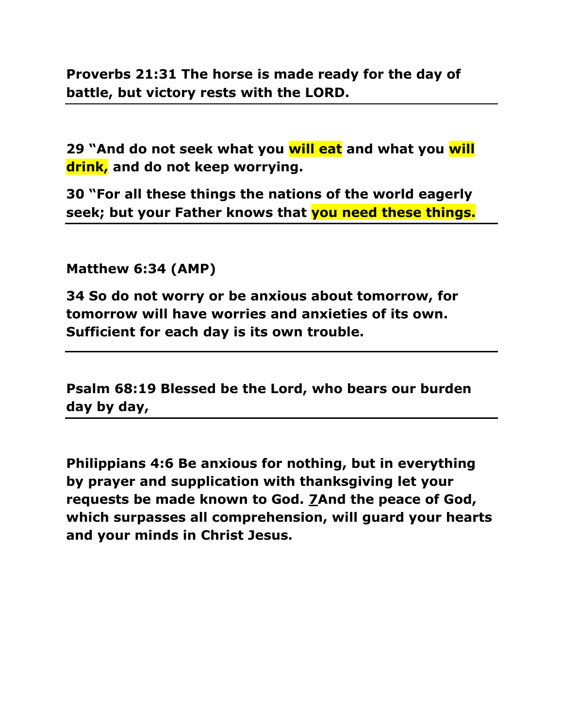**Proverbs 21:31 The horse is made ready for the day of battle, but victory rests with the LORD.**

---

**29 "And do not seek what you will eat and what you will drink, and do not keep worrying.**

**30 "For all these things the nations of the world eagerly seek; but your Father knows that you need these things.**

---

**Matthew 6:34 (AMP)**

**34 So do not worry or be anxious about tomorrow, for tomorrow will have worries and anxieties of its own. Sufficient for each day is its own trouble.**

---

**Psalm 68:19 Blessed be the Lord, who bears our burden day by day,**

---

**Philippians 4:6 Be anxious for nothing, but in everything by prayer and supplication with thanksgiving let your requests be made known to God. 7And the peace of God, which surpasses all comprehension, will guard your hearts and your minds in Christ Jesus.**